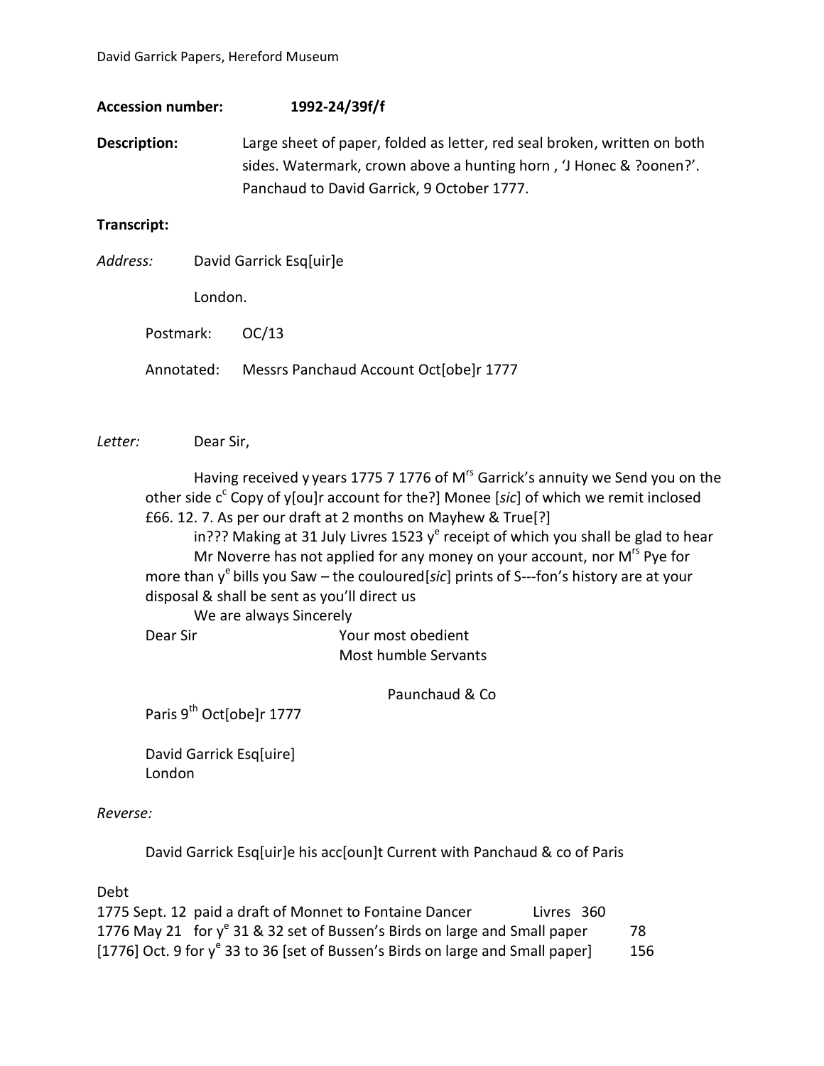David Garrick Papers, Hereford Museum

**Accession number:** **1992-24/39f/f**

**Description:** Large sheet of paper, folded as letter, red seal broken, written on both sides. Watermark, crown above a hunting horn , 'J Honec & ?oonen?'. Panchaud to David Garrick, 9 October 1777.

**Transcript:**

*Address:* David Garrick Esq[uir]e

London.

Postmark: OC/13

Annotated: Messrs Panchaud Account Oct[obe]r 1777

*Letter:* Dear Sir,

Having received y years 1775 7 1776 of M^rs^ Garrick's annuity we Send you on the other side c^c^ Copy of y[ou]r account for the?] Monee [*sic*] of which we remit inclosed £66. 12. 7. As per our draft at 2 months on Mayhew & True[?]

in??? Making at 31 July Livres 1523 y^e^ receipt of which you shall be glad to hear

Mr Noverre has not applied for any money on your account, nor M^rs^ Pye for more than y^e^ bills you Saw – the couloured[*sic*] prints of S---fon's history are at your disposal & shall be sent as you'll direct us

We are always Sincerely

Dear Sir Your most obedient

Most humble Servants

Paunchaud & Co

Paris 9^th^ Oct[obe]r 1777

David Garrick Esq[uire]
London

*Reverse:*

David Garrick Esq[uir]e his acc[oun]t Current with Panchaud & co of Paris

Debt

| | | |
|---|---|---|
| 1775 Sept. 12 | paid a draft of Monnet to Fontaine Dancer | Livres 360 |
| 1776 May 21 | for y^e^ 31 & 32 set of Bussen's Birds on large and Small paper | 78 |
| [1776] Oct. 9 | for y^e^ 33 to 36 [set of Bussen's Birds on large and Small paper] | 156 |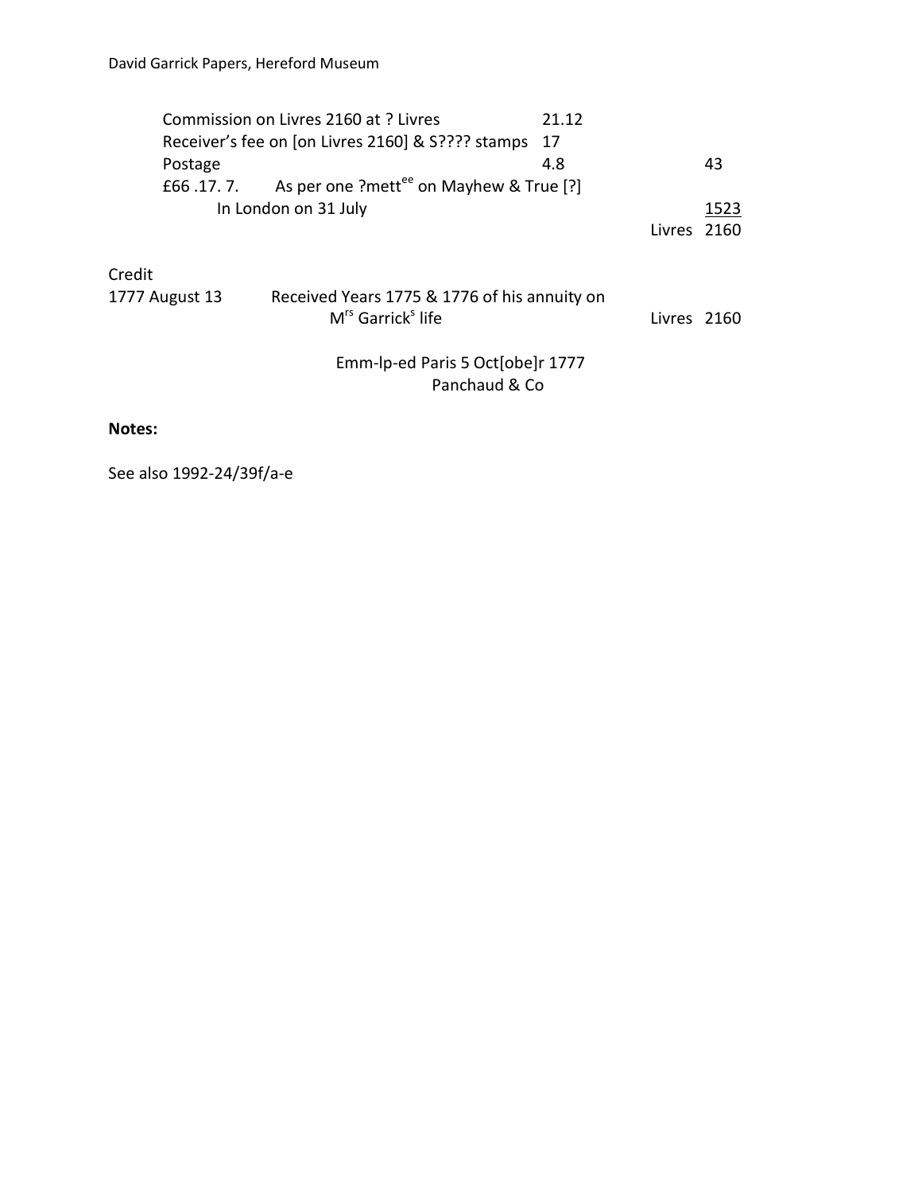| | | | |
|---|---|---|---|
| Commission on Livres 2160 at ? Livres | 21.12 | | |
| Receiver's fee on [on Livres 2160] & S???? stamps | 17 | | |
| Postage | 4.8 | | 43 |
| £66 .17. 7. As per one ?mett[ee] on Mayhew & True [?] | | | |
| In London on 31 July | | | 1523 |
| | | Livres | 2160 |

Credit

| | | | |
|---|---|---|---|
| 1777 August 13 | Received Years 1775 & 1776 of his annuity on M[rs] Garrick[s] life | Livres | 2160 |

Emm-lp-ed Paris 5 Oct[obe]r 1777
Panchaud & Co

**Notes:**

See also 1992-24/39f/a-e